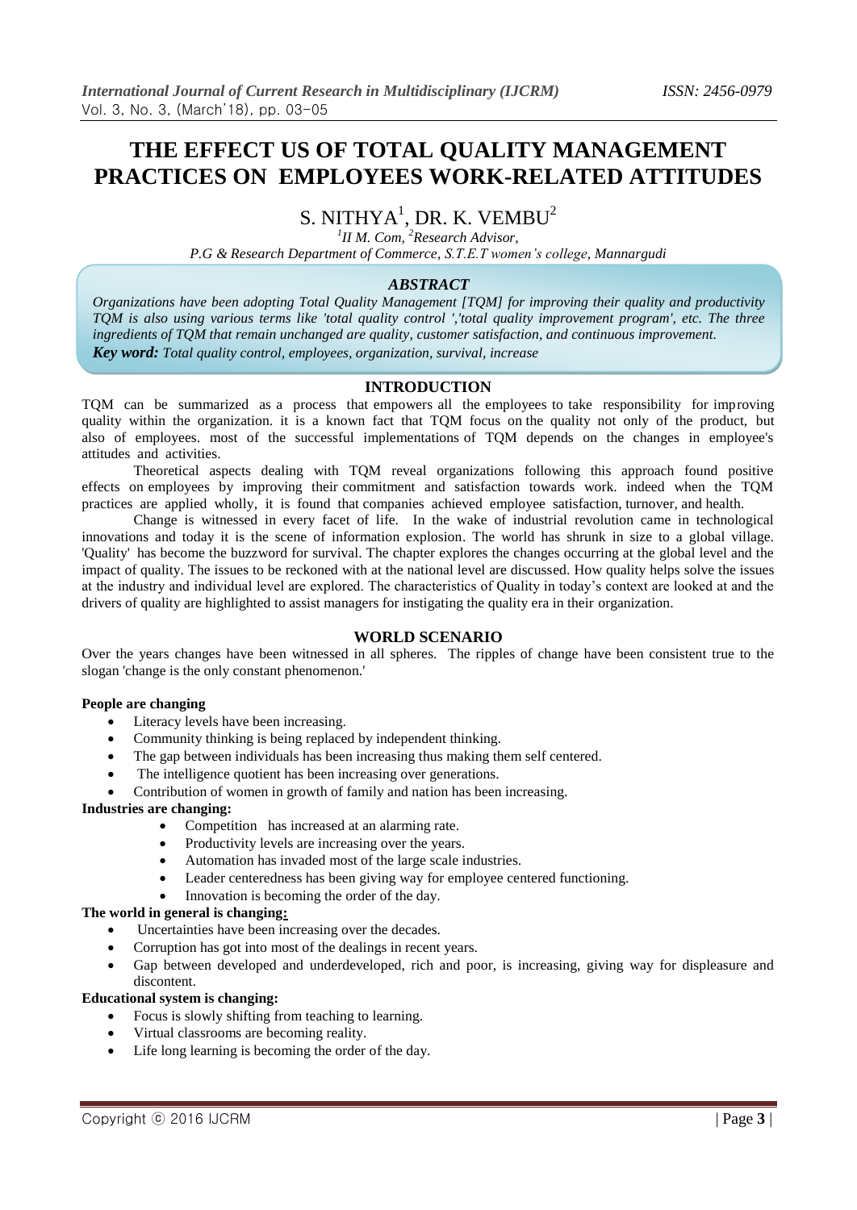# THE EFFECT US OF TOTAL QUALITY MANAGEMENT PRACTICES ON EMPLOYEES WORK-RELATED ATTITUDES

S. NITHYA[1], DR. K. VEMBU[2]

[1]*II M. Com,* [2]*Research Advisor,*
*P.G & Research Department of Commerce, S.T.E.T women's college, Mannargudi*

## *ABSTRACT*

*Organizations have been adopting Total Quality Management [TQM] for improving their quality and productivity TQM is also using various terms like 'total quality control ','total quality improvement program', etc. The three ingredients of TQM that remain unchanged are quality, customer satisfaction, and continuous improvement.*

***Key word:*** *Total quality control, employees, organization, survival, increase*

## INTRODUCTION

TQM can be summarized as a process that empowers all the employees to take responsibility for improving quality within the organization. it is a known fact that TQM focus on the quality not only of the product, but also of employees. most of the successful implementations of TQM depends on the changes in employee's attitudes and activities.

Theoretical aspects dealing with TQM reveal organizations following this approach found positive effects on employees by improving their commitment and satisfaction towards work. indeed when the TQM practices are applied wholly, it is found that companies achieved employee satisfaction, turnover, and health.

Change is witnessed in every facet of life. In the wake of industrial revolution came in technological innovations and today it is the scene of information explosion. The world has shrunk in size to a global village. 'Quality' has become the buzzword for survival. The chapter explores the changes occurring at the global level and the impact of quality. The issues to be reckoned with at the national level are discussed. How quality helps solve the issues at the industry and individual level are explored. The characteristics of Quality in today's context are looked at and the drivers of quality are highlighted to assist managers for instigating the quality era in their organization.

## WORLD SCENARIO

Over the years changes have been witnessed in all spheres. The ripples of change have been consistent true to the slogan 'change is the only constant phenomenon.'

**People are changing**

- Literacy levels have been increasing.
- Community thinking is being replaced by independent thinking.
- The gap between individuals has been increasing thus making them self centered.
- The intelligence quotient has been increasing over generations.
- Contribution of women in growth of family and nation has been increasing.

**Industries are changing:**

- Competition has increased at an alarming rate.
- Productivity levels are increasing over the years.
- Automation has invaded most of the large scale industries.
- Leader centeredness has been giving way for employee centered functioning.
- Innovation is becoming the order of the day.

**The world in general is changing:**

- Uncertainties have been increasing over the decades.
- Corruption has got into most of the dealings in recent years.
- Gap between developed and underdeveloped, rich and poor, is increasing, giving way for displeasure and discontent.

**Educational system is changing:**

- Focus is slowly shifting from teaching to learning.
- Virtual classrooms are becoming reality.
- Life long learning is becoming the order of the day.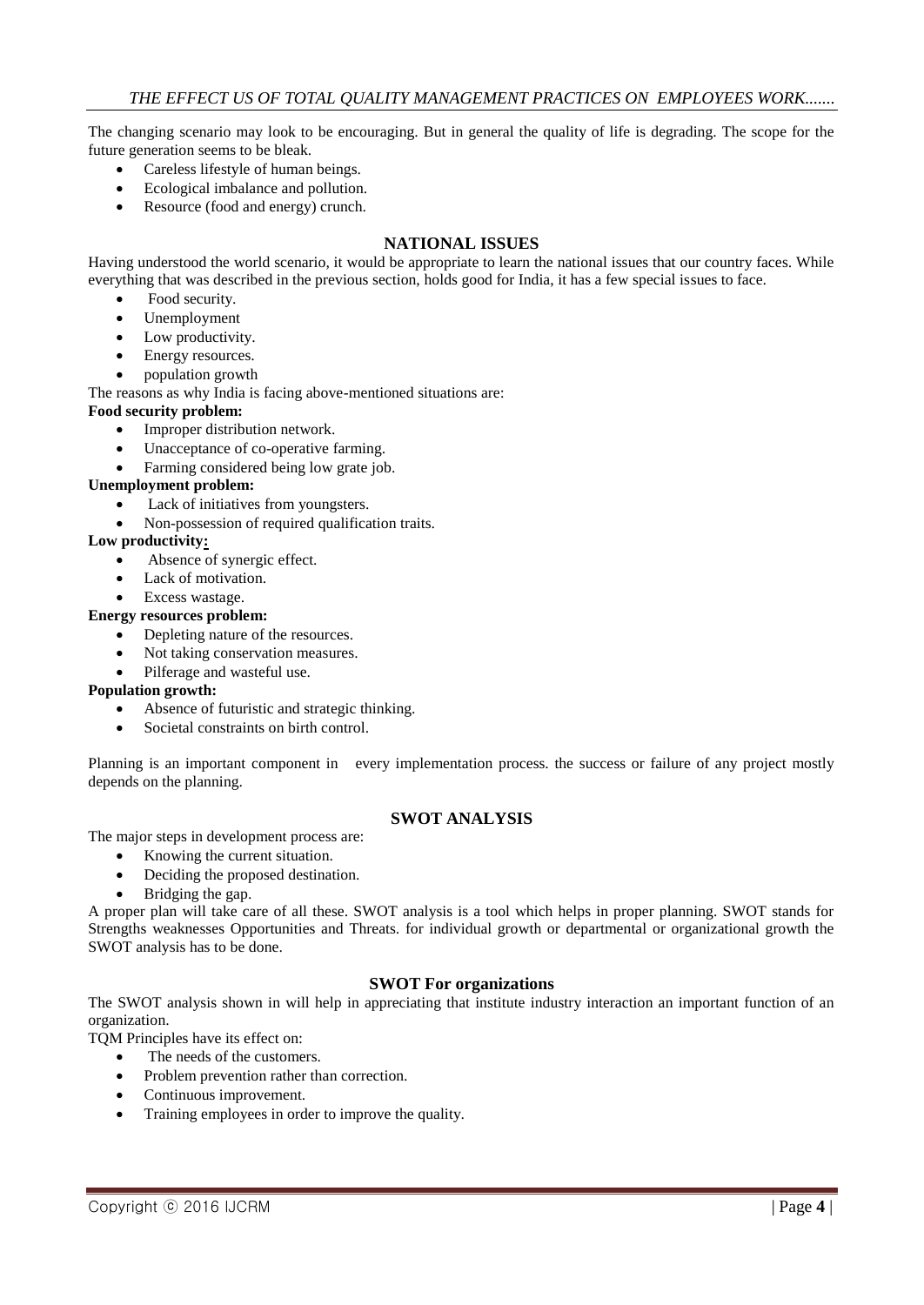The changing scenario may look to be encouraging. But in general the quality of life is degrading. The scope for the future generation seems to be bleak.

- Careless lifestyle of human beings.
- Ecological imbalance and pollution.
- Resource (food and energy) crunch.

## NATIONAL ISSUES

Having understood the world scenario, it would be appropriate to learn the national issues that our country faces. While everything that was described in the previous section, holds good for India, it has a few special issues to face.

- Food security.
- Unemployment
- Low productivity.
- Energy resources.
- population growth

The reasons as why India is facing above-mentioned situations are:

**Food security problem:**

- Improper distribution network.
- Unacceptance of co-operative farming.
- Farming considered being low grate job.

**Unemployment problem:**

- Lack of initiatives from youngsters.
- Non-possession of required qualification traits.

**Low productivity:**

- Absence of synergic effect.
- Lack of motivation.
- Excess wastage.

**Energy resources problem:**

- Depleting nature of the resources.
- Not taking conservation measures.
- Pilferage and wasteful use.

**Population growth:**

- Absence of futuristic and strategic thinking.
- Societal constraints on birth control.

Planning is an important component in every implementation process. the success or failure of any project mostly depends on the planning.

## SWOT ANALYSIS

The major steps in development process are:

- Knowing the current situation.
- Deciding the proposed destination.
- Bridging the gap.

A proper plan will take care of all these. SWOT analysis is a tool which helps in proper planning. SWOT stands for Strengths weaknesses Opportunities and Threats. for individual growth or departmental or organizational growth the SWOT analysis has to be done.

### SWOT For organizations

The SWOT analysis shown in will help in appreciating that institute industry interaction an important function of an organization.

TQM Principles have its effect on:

- The needs of the customers.
- Problem prevention rather than correction.
- Continuous improvement.
- Training employees in order to improve the quality.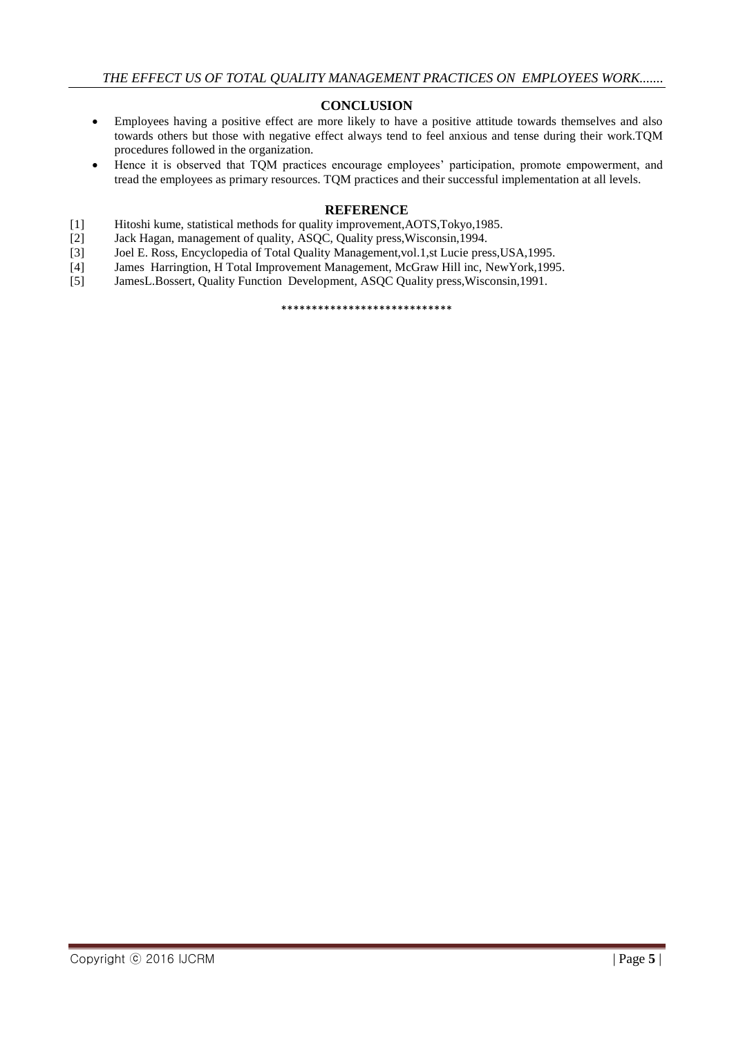## CONCLUSION

- Employees having a positive effect are more likely to have a positive attitude towards themselves and also towards others but those with negative effect always tend to feel anxious and tense during their work.TQM procedures followed in the organization.
- Hence it is observed that TQM practices encourage employees' participation, promote empowerment, and tread the employees as primary resources. TQM practices and their successful implementation at all levels.

## REFERENCE

[1] Hitoshi kume, statistical methods for quality improvement,AOTS,Tokyo,1985.
[2] Jack Hagan, management of quality, ASQC, Quality press,Wisconsin,1994.
[3] Joel E. Ross, Encyclopedia of Total Quality Management,vol.1,st Lucie press,USA,1995.
[4] James Harringtion, H Total Improvement Management, McGraw Hill inc, NewYork,1995.
[5] JamesL.Bossert, Quality Function Development, ASQC Quality press,Wisconsin,1991.

****************************